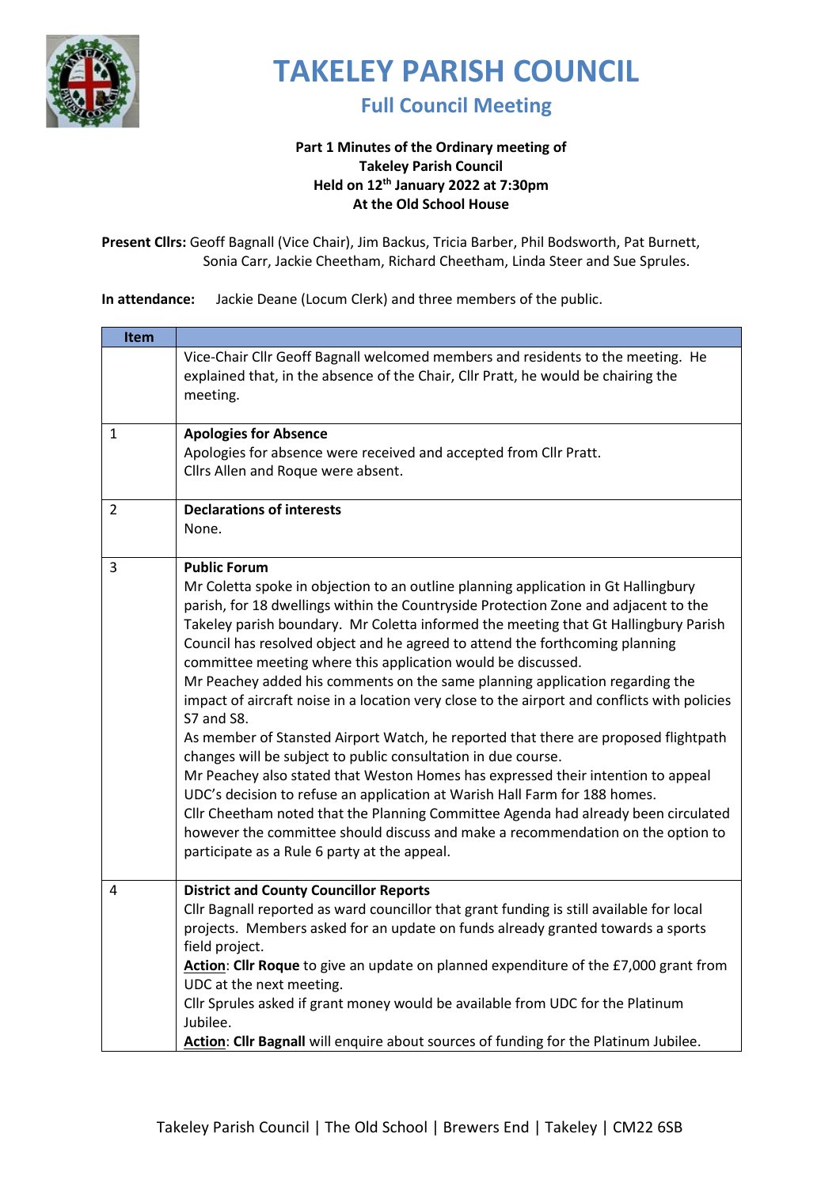# TAKELEY PARISH COUNCIL

## Full Council Meeting

**Part 1 Minutes of the Ordinary meeting of**
**Takeley Parish Council**
**Held on 12th January 2022 at 7:30pm**
**At the Old School House**

**Present Cllrs:** Geoff Bagnall (Vice Chair), Jim Backus, Tricia Barber, Phil Bodsworth, Pat Burnett, Sonia Carr, Jackie Cheetham, Richard Cheetham, Linda Steer and Sue Sprules.

**In attendance:** Jackie Deane (Locum Clerk) and three members of the public.

| Item | |
|---|---|
| | Vice-Chair Cllr Geoff Bagnall welcomed members and residents to the meeting. He explained that, in the absence of the Chair, Cllr Pratt, he would be chairing the meeting. |
| 1 | **Apologies for Absence**<br>Apologies for absence were received and accepted from Cllr Pratt.<br>Cllrs Allen and Roque were absent. |
| 2 | **Declarations of interests**<br>None. |
| 3 | **Public Forum**<br>Mr Coletta spoke in objection to an outline planning application in Gt Hallingbury parish, for 18 dwellings within the Countryside Protection Zone and adjacent to the Takeley parish boundary. Mr Coletta informed the meeting that Gt Hallingbury Parish Council has resolved object and he agreed to attend the forthcoming planning committee meeting where this application would be discussed.<br>Mr Peachey added his comments on the same planning application regarding the impact of aircraft noise in a location very close to the airport and conflicts with policies S7 and S8.<br>As member of Stansted Airport Watch, he reported that there are proposed flightpath changes will be subject to public consultation in due course.<br>Mr Peachey also stated that Weston Homes has expressed their intention to appeal UDC's decision to refuse an application at Warish Hall Farm for 188 homes.<br>Cllr Cheetham noted that the Planning Committee Agenda had already been circulated however the committee should discuss and make a recommendation on the option to participate as a Rule 6 party at the appeal. |
| 4 | **District and County Councillor Reports**<br>Cllr Bagnall reported as ward councillor that grant funding is still available for local projects. Members asked for an update on funds already granted towards a sports field project.<br>**Action**: **Cllr Roque** to give an update on planned expenditure of the £7,000 grant from UDC at the next meeting.<br>Cllr Sprules asked if grant money would be available from UDC for the Platinum Jubilee.<br>**Action**: **Cllr Bagnall** will enquire about sources of funding for the Platinum Jubilee. |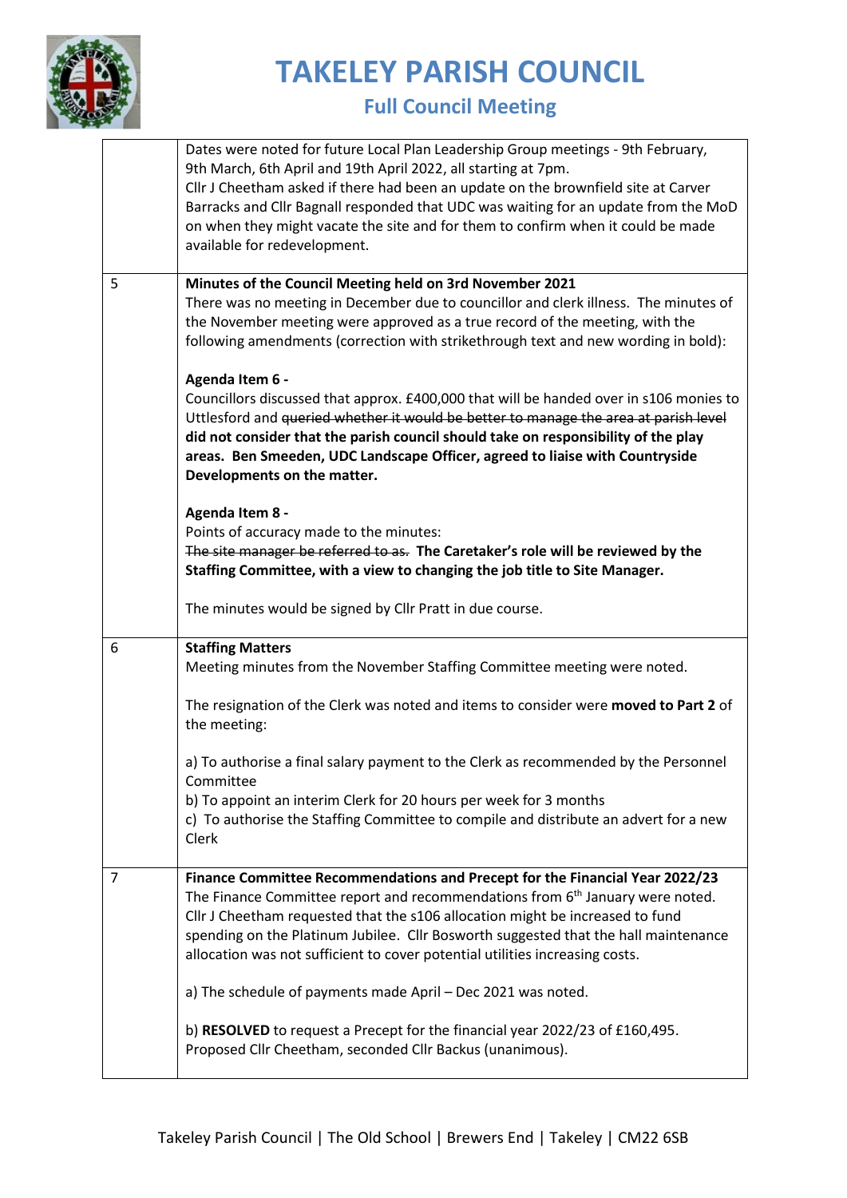| | |
|---|---|
| | Dates were noted for future Local Plan Leadership Group meetings - 9th February, 9th March, 6th April and 19th April 2022, all starting at 7pm.<br>Cllr J Cheetham asked if there had been an update on the brownfield site at Carver Barracks and Cllr Bagnall responded that UDC was waiting for an update from the MoD on when they might vacate the site and for them to confirm when it could be made available for redevelopment. |
| 5 | **Minutes of the Council Meeting held on 3rd November 2021**<br>There was no meeting in December due to councillor and clerk illness. The minutes of the November meeting were approved as a true record of the meeting, with the following amendments (correction with strikethrough text and new wording in bold):<br><br>**Agenda Item 6 -**<br>Councillors discussed that approx. £400,000 that will be handed over in s106 monies to Uttlesford and ~~queried whether it would be better to manage the area at parish level~~ **did not consider that the parish council should take on responsibility of the play areas. Ben Smeeden, UDC Landscape Officer, agreed to liaise with Countryside Developments on the matter.**<br><br>**Agenda Item 8 -**<br>Points of accuracy made to the minutes:<br>~~The site manager be referred to as.~~ **The Caretaker's role will be reviewed by the Staffing Committee, with a view to changing the job title to Site Manager.**<br><br>The minutes would be signed by Cllr Pratt in due course. |
| 6 | **Staffing Matters**<br>Meeting minutes from the November Staffing Committee meeting were noted.<br><br>The resignation of the Clerk was noted and items to consider were **moved to Part 2** of the meeting:<br><br>a) To authorise a final salary payment to the Clerk as recommended by the Personnel Committee<br>b) To appoint an interim Clerk for 20 hours per week for 3 months<br>c) To authorise the Staffing Committee to compile and distribute an advert for a new Clerk |
| 7 | **Finance Committee Recommendations and Precept for the Financial Year 2022/23**<br>The Finance Committee report and recommendations from 6th January were noted. Cllr J Cheetham requested that the s106 allocation might be increased to fund spending on the Platinum Jubilee. Cllr Bosworth suggested that the hall maintenance allocation was not sufficient to cover potential utilities increasing costs.<br><br>a) The schedule of payments made April – Dec 2021 was noted.<br><br>b) **RESOLVED** to request a Precept for the financial year 2022/23 of £160,495. Proposed Cllr Cheetham, seconded Cllr Backus (unanimous). |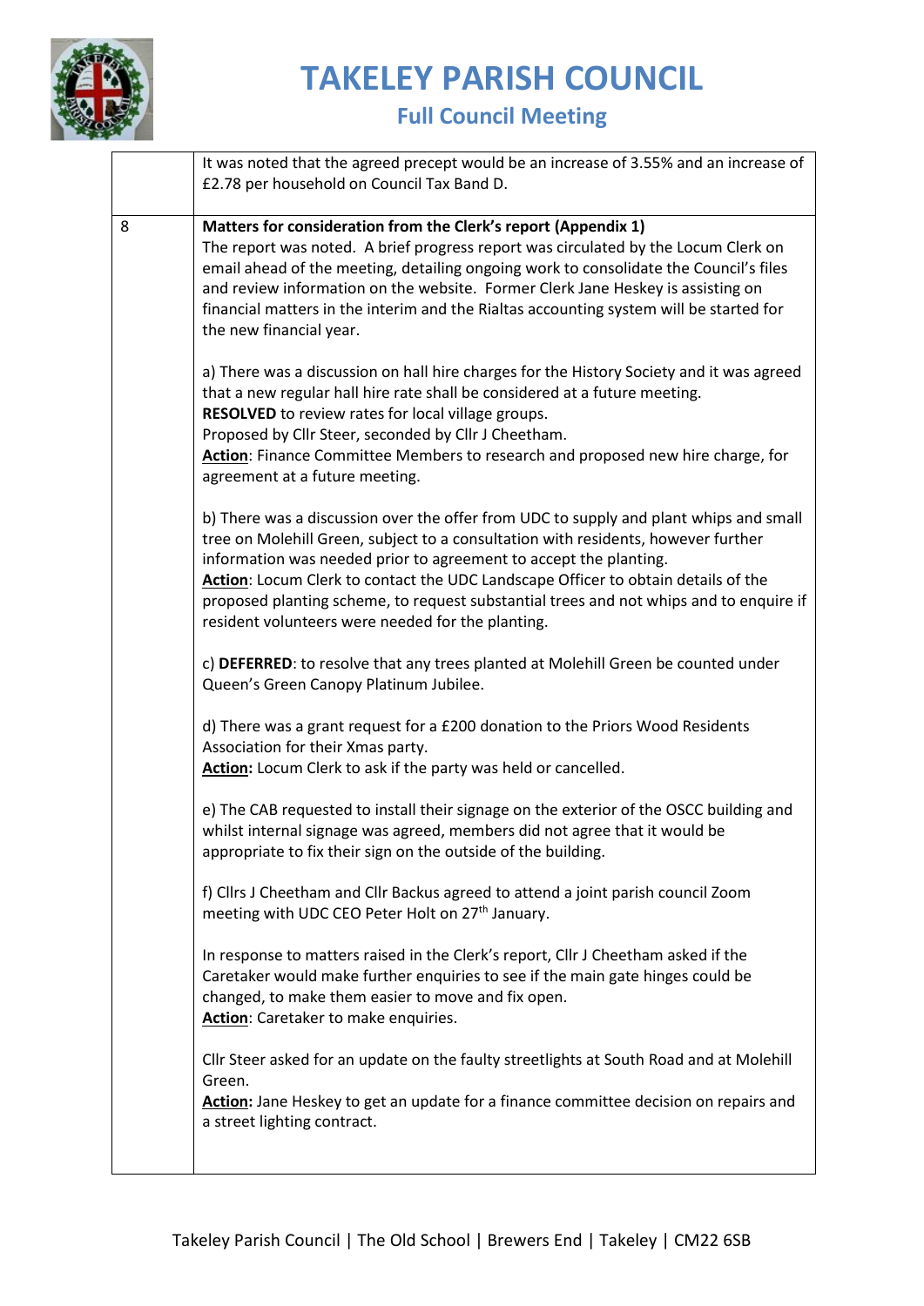| | |
|---|---|
| | It was noted that the agreed precept would be an increase of 3.55% and an increase of £2.78 per household on Council Tax Band D. |
| 8 | **Matters for consideration from the Clerk's report (Appendix 1)**<br>The report was noted. A brief progress report was circulated by the Locum Clerk on email ahead of the meeting, detailing ongoing work to consolidate the Council's files and review information on the website. Former Clerk Jane Heskey is assisting on financial matters in the interim and the Rialtas accounting system will be started for the new financial year.<br><br>a) There was a discussion on hall hire charges for the History Society and it was agreed that a new regular hall hire rate shall be considered at a future meeting.<br>**RESOLVED** to review rates for local village groups.<br>Proposed by Cllr Steer, seconded by Cllr J Cheetham.<br>**Action**: Finance Committee Members to research and proposed new hire charge, for agreement at a future meeting.<br><br>b) There was a discussion over the offer from UDC to supply and plant whips and small tree on Molehill Green, subject to a consultation with residents, however further information was needed prior to agreement to accept the planting.<br>**Action**: Locum Clerk to contact the UDC Landscape Officer to obtain details of the proposed planting scheme, to request substantial trees and not whips and to enquire if resident volunteers were needed for the planting.<br><br>c) **DEFERRED**: to resolve that any trees planted at Molehill Green be counted under Queen's Green Canopy Platinum Jubilee.<br><br>d) There was a grant request for a £200 donation to the Priors Wood Residents Association for their Xmas party.<br>**Action:** Locum Clerk to ask if the party was held or cancelled.<br><br>e) The CAB requested to install their signage on the exterior of the OSCC building and whilst internal signage was agreed, members did not agree that it would be appropriate to fix their sign on the outside of the building.<br><br>f) Cllrs J Cheetham and Cllr Backus agreed to attend a joint parish council Zoom meeting with UDC CEO Peter Holt on 27th January.<br><br>In response to matters raised in the Clerk's report, Cllr J Cheetham asked if the Caretaker would make further enquiries to see if the main gate hinges could be changed, to make them easier to move and fix open.<br>**Action**: Caretaker to make enquiries.<br><br>Cllr Steer asked for an update on the faulty streetlights at South Road and at Molehill Green.<br>**Action:** Jane Heskey to get an update for a finance committee decision on repairs and a street lighting contract. |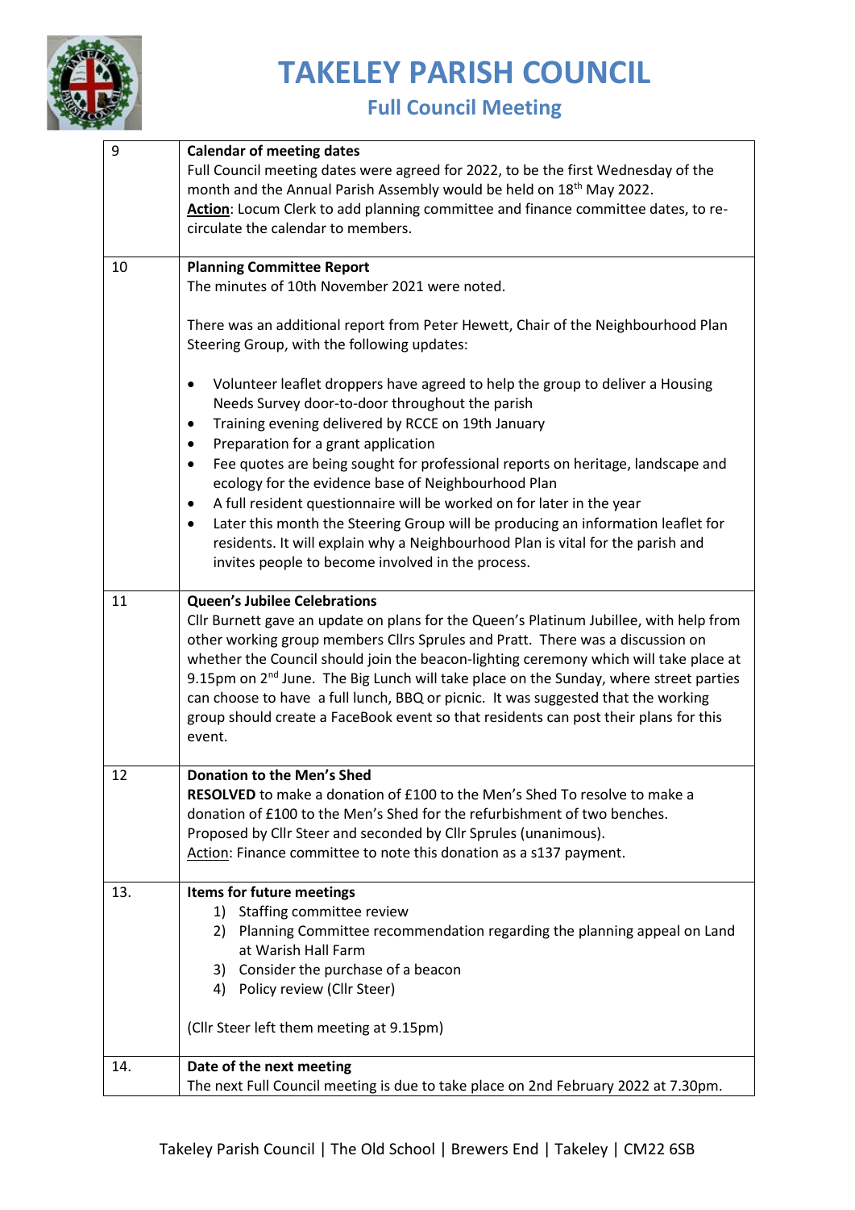# TAKELEY PARISH COUNCIL

## Full Council Meeting

| | |
|---|---|
| 9 | **Calendar of meeting dates**<br>Full Council meeting dates were agreed for 2022, to be the first Wednesday of the month and the Annual Parish Assembly would be held on 18th May 2022.<br>**Action**: Locum Clerk to add planning committee and finance committee dates, to re-circulate the calendar to members. |
| 10 | **Planning Committee Report**<br>The minutes of 10th November 2021 were noted.<br><br>There was an additional report from Peter Hewett, Chair of the Neighbourhood Plan Steering Group, with the following updates:<br><br>• Volunteer leaflet droppers have agreed to help the group to deliver a Housing Needs Survey door-to-door throughout the parish<br>• Training evening delivered by RCCE on 19th January<br>• Preparation for a grant application<br>• Fee quotes are being sought for professional reports on heritage, landscape and ecology for the evidence base of Neighbourhood Plan<br>• A full resident questionnaire will be worked on for later in the year<br>• Later this month the Steering Group will be producing an information leaflet for residents. It will explain why a Neighbourhood Plan is vital for the parish and invites people to become involved in the process. |
| 11 | **Queen's Jubilee Celebrations**<br>Cllr Burnett gave an update on plans for the Queen's Platinum Jubillee, with help from other working group members Cllrs Sprules and Pratt. There was a discussion on whether the Council should join the beacon-lighting ceremony which will take place at 9.15pm on 2nd June. The Big Lunch will take place on the Sunday, where street parties can choose to have a full lunch, BBQ or picnic. It was suggested that the working group should create a FaceBook event so that residents can post their plans for this event. |
| 12 | **Donation to the Men's Shed**<br>**RESOLVED** to make a donation of £100 to the Men's Shed To resolve to make a donation of £100 to the Men's Shed for the refurbishment of two benches.<br>Proposed by Cllr Steer and seconded by Cllr Sprules (unanimous).<br>Action: Finance committee to note this donation as a s137 payment. |
| 13. | **Items for future meetings**<br>1) Staffing committee review<br>2) Planning Committee recommendation regarding the planning appeal on Land at Warish Hall Farm<br>3) Consider the purchase of a beacon<br>4) Policy review (Cllr Steer)<br><br>(Cllr Steer left them meeting at 9.15pm) |
| 14. | **Date of the next meeting**<br>The next Full Council meeting is due to take place on 2nd February 2022 at 7.30pm. |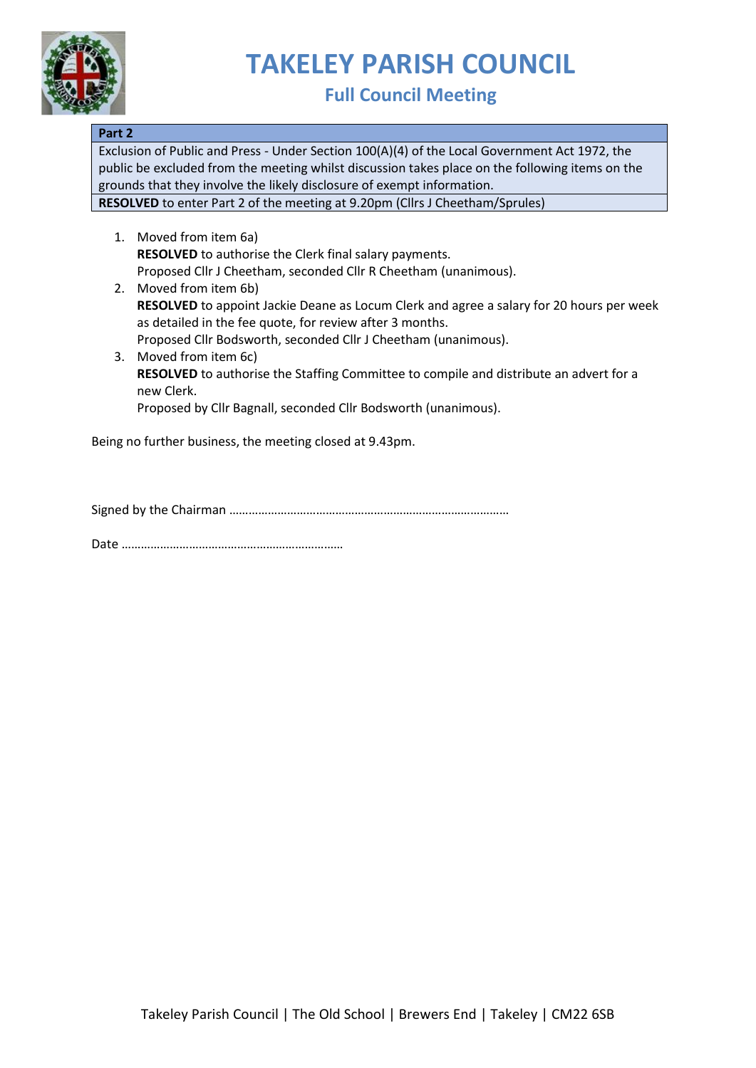# TAKELEY PARISH COUNCIL

## Full Council Meeting

| **Part 2** |
|---|
| Exclusion of Public and Press - Under Section 100(A)(4) of the Local Government Act 1972, the public be excluded from the meeting whilst discussion takes place on the following items on the grounds that they involve the likely disclosure of exempt information. |
| **RESOLVED** to enter Part 2 of the meeting at 9.20pm (Cllrs J Cheetham/Sprules) |

1. Moved from item 6a)
   **RESOLVED** to authorise the Clerk final salary payments.
   Proposed Cllr J Cheetham, seconded Cllr R Cheetham (unanimous).
2. Moved from item 6b)
   **RESOLVED** to appoint Jackie Deane as Locum Clerk and agree a salary for 20 hours per week as detailed in the fee quote, for review after 3 months.
   Proposed Cllr Bodsworth, seconded Cllr J Cheetham (unanimous).
3. Moved from item 6c)
   **RESOLVED** to authorise the Staffing Committee to compile and distribute an advert for a new Clerk.
   Proposed by Cllr Bagnall, seconded Cllr Bodsworth (unanimous).

Being no further business, the meeting closed at 9.43pm.

Signed by the Chairman ……………………………………………………………………………

Date ……………………………………………………………

Takeley Parish Council | The Old School | Brewers End | Takeley | CM22 6SB